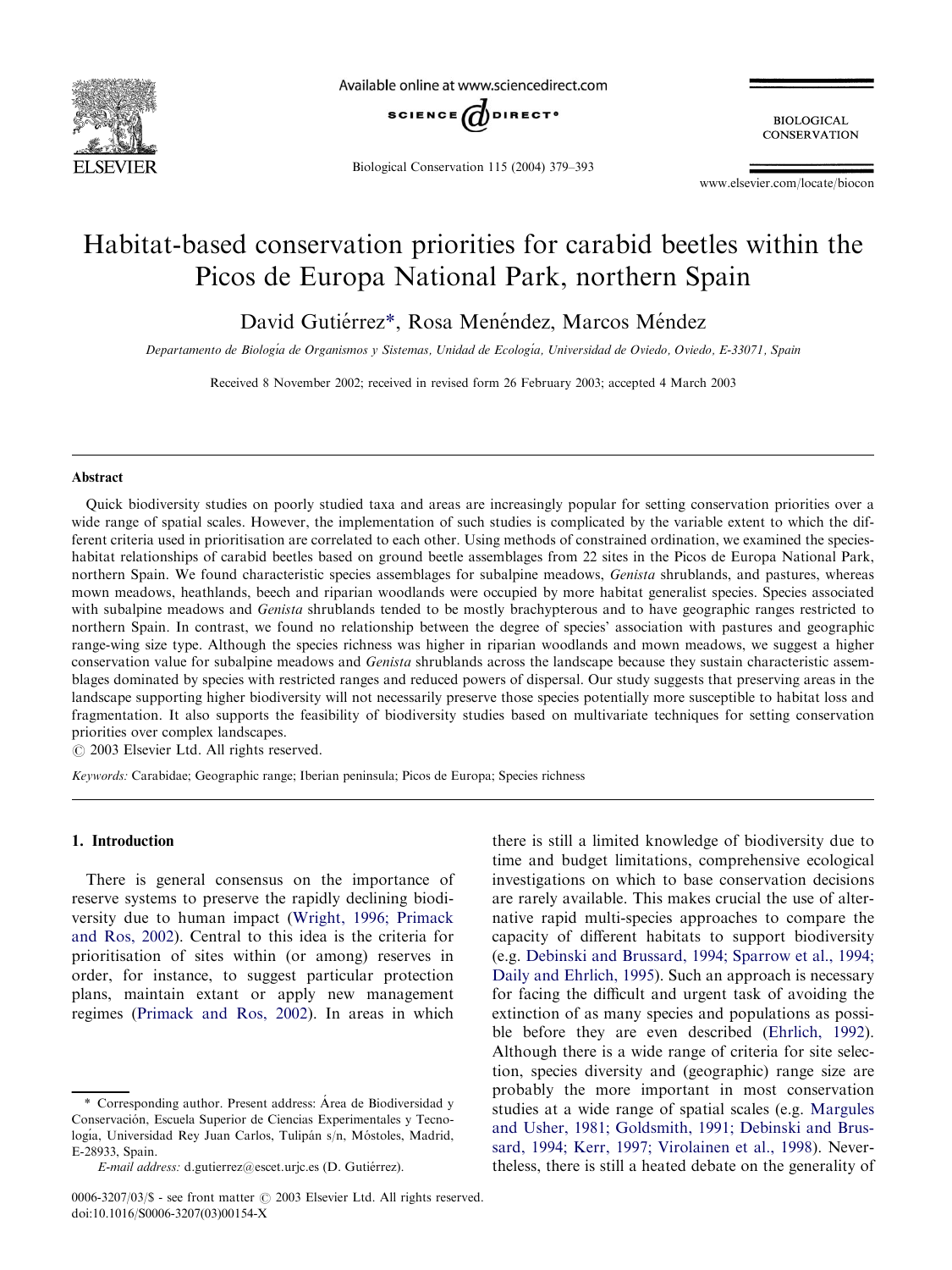# Habitat-based conservation priorities for carabid beetles within the Picos de Europa National Park, northern Spain

David Gutiérrez*, Rosa Menéndez, Marcos Méndez

*Departamento de Biología de Organismos y Sistemas, Unidad de Ecología, Universidad de Oviedo, Oviedo, E-33071, Spain*

Received 8 November 2002; received in revised form 26 February 2003; accepted 4 March 2003

## Abstract

Quick biodiversity studies on poorly studied taxa and areas are increasingly popular for setting conservation priorities over a wide range of spatial scales. However, the implementation of such studies is complicated by the variable extent to which the different criteria used in prioritisation are correlated to each other. Using methods of constrained ordination, we examined the species-habitat relationships of carabid beetles based on ground beetle assemblages from 22 sites in the Picos de Europa National Park, northern Spain. We found characteristic species assemblages for subalpine meadows, *Genista* shrublands, and pastures, whereas mown meadows, heathlands, beech and riparian woodlands were occupied by more habitat generalist species. Species associated with subalpine meadows and *Genista* shrublands tended to be mostly brachypterous and to have geographic ranges restricted to northern Spain. In contrast, we found no relationship between the degree of species' association with pastures and geographic range-wing size type. Although the species richness was higher in riparian woodlands and mown meadows, we suggest a higher conservation value for subalpine meadows and *Genista* shrublands across the landscape because they sustain characteristic assemblages dominated by species with restricted ranges and reduced powers of dispersal. Our study suggests that preserving areas in the landscape supporting higher biodiversity will not necessarily preserve those species potentially more susceptible to habitat loss and fragmentation. It also supports the feasibility of biodiversity studies based on multivariate techniques for setting conservation priorities over complex landscapes.

© 2003 Elsevier Ltd. All rights reserved.

*Keywords:* Carabidae; Geographic range; Iberian peninsula; Picos de Europa; Species richness

## 1. Introduction

There is general consensus on the importance of reserve systems to preserve the rapidly declining biodiversity due to human impact (Wright, 1996; Primack and Ros, 2002). Central to this idea is the criteria for prioritisation of sites within (or among) reserves in order, for instance, to suggest particular protection plans, maintain extant or apply new management regimes (Primack and Ros, 2002). In areas in which there is still a limited knowledge of biodiversity due to time and budget limitations, comprehensive ecological investigations on which to base conservation decisions are rarely available. This makes crucial the use of alternative rapid multi-species approaches to compare the capacity of different habitats to support biodiversity (e.g. Debinski and Brussard, 1994; Sparrow et al., 1994; Daily and Ehrlich, 1995). Such an approach is necessary for facing the difficult and urgent task of avoiding the extinction of as many species and populations as possible before they are even described (Ehrlich, 1992). Although there is a wide range of criteria for site selection, species diversity and (geographic) range size are probably the more important in most conservation studies at a wide range of spatial scales (e.g. Margules and Usher, 1981; Goldsmith, 1991; Debinski and Brussard, 1994; Kerr, 1997; Virolainen et al., 1998). Nevertheless, there is still a heated debate on the generality of

---

* Corresponding author. Present address: Área de Biodiversidad y Conservación, Escuela Superior de Ciencias Experimentales y Tecnología, Universidad Rey Juan Carlos, Tulipán s/n, Móstoles, Madrid, E-28933, Spain.

*E-mail address:* d.gutierrez@escet.urjc.es (D. Gutiérrez).

0006-3207/03/$ - see front matter © 2003 Elsevier Ltd. All rights reserved.
doi:10.1016/S0006-3207(03)00154-X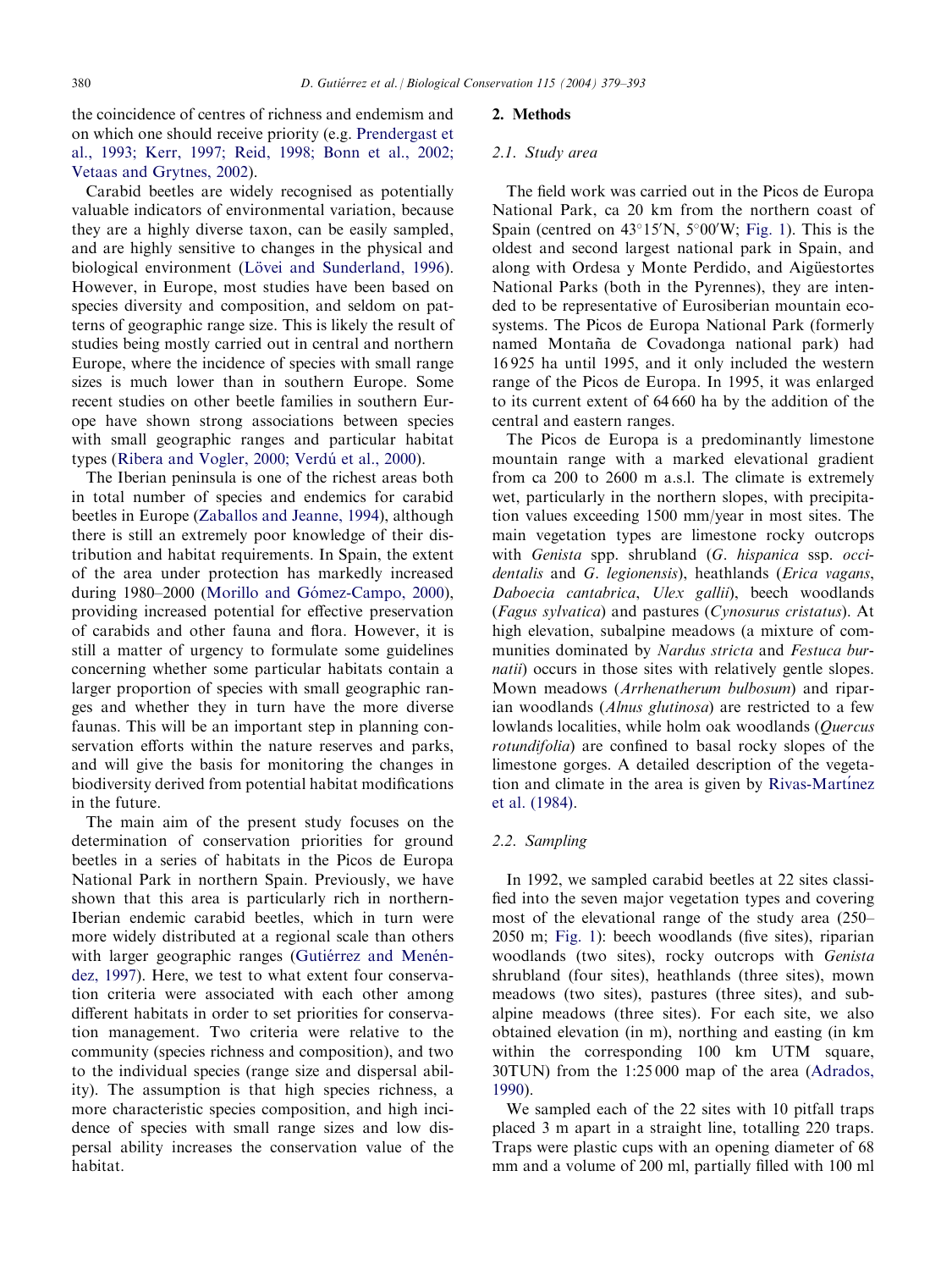the coincidence of centres of richness and endemism and on which one should receive priority (e.g. Prendergast et al., 1993; Kerr, 1997; Reid, 1998; Bonn et al., 2002; Vetaas and Grytnes, 2002).

Carabid beetles are widely recognised as potentially valuable indicators of environmental variation, because they are a highly diverse taxon, can be easily sampled, and are highly sensitive to changes in the physical and biological environment (Lövei and Sunderland, 1996). However, in Europe, most studies have been based on species diversity and composition, and seldom on patterns of geographic range size. This is likely the result of studies being mostly carried out in central and northern Europe, where the incidence of species with small range sizes is much lower than in southern Europe. Some recent studies on other beetle families in southern Europe have shown strong associations between species with small geographic ranges and particular habitat types (Ribera and Vogler, 2000; Verdú et al., 2000).

The Iberian peninsula is one of the richest areas both in total number of species and endemics for carabid beetles in Europe (Zaballos and Jeanne, 1994), although there is still an extremely poor knowledge of their distribution and habitat requirements. In Spain, the extent of the area under protection has markedly increased during 1980–2000 (Morillo and Gómez-Campo, 2000), providing increased potential for effective preservation of carabids and other fauna and flora. However, it is still a matter of urgency to formulate some guidelines concerning whether some particular habitats contain a larger proportion of species with small geographic ranges and whether they in turn have the more diverse faunas. This will be an important step in planning conservation efforts within the nature reserves and parks, and will give the basis for monitoring the changes in biodiversity derived from potential habitat modifications in the future.

The main aim of the present study focuses on the determination of conservation priorities for ground beetles in a series of habitats in the Picos de Europa National Park in northern Spain. Previously, we have shown that this area is particularly rich in northern-Iberian endemic carabid beetles, which in turn were more widely distributed at a regional scale than others with larger geographic ranges (Gutiérrez and Menéndez, 1997). Here, we test to what extent four conservation criteria were associated with each other among different habitats in order to set priorities for conservation management. Two criteria were relative to the community (species richness and composition), and two to the individual species (range size and dispersal ability). The assumption is that high species richness, a more characteristic species composition, and high incidence of species with small range sizes and low dispersal ability increases the conservation value of the habitat.

## 2. Methods

### 2.1. Study area

The field work was carried out in the Picos de Europa National Park, ca 20 km from the northern coast of Spain (centred on 43°15′N, 5°00′W; Fig. 1). This is the oldest and second largest national park in Spain, and along with Ordesa y Monte Perdido, and Aigüestortes National Parks (both in the Pyrennes), they are intended to be representative of Eurosiberian mountain ecosystems. The Picos de Europa National Park (formerly named Montaña de Covadonga national park) had 16 925 ha until 1995, and it only included the western range of the Picos de Europa. In 1995, it was enlarged to its current extent of 64 660 ha by the addition of the central and eastern ranges.

The Picos de Europa is a predominantly limestone mountain range with a marked elevational gradient from ca 200 to 2600 m a.s.l. The climate is extremely wet, particularly in the northern slopes, with precipitation values exceeding 1500 mm/year in most sites. The main vegetation types are limestone rocky outcrops with *Genista* spp. shrubland (*G. hispanica* ssp. *occidentalis* and *G. legionensis*), heathlands (*Erica vagans*, *Daboecia cantabrica*, *Ulex gallii*), beech woodlands (*Fagus sylvatica*) and pastures (*Cynosurus cristatus*). At high elevation, subalpine meadows (a mixture of communities dominated by *Nardus stricta* and *Festuca burnatii*) occurs in those sites with relatively gentle slopes. Mown meadows (*Arrhenatherum bulbosum*) and riparian woodlands (*Alnus glutinosa*) are restricted to a few lowlands localities, while holm oak woodlands (*Quercus rotundifolia*) are confined to basal rocky slopes of the limestone gorges. A detailed description of the vegetation and climate in the area is given by Rivas-Martínez et al. (1984).

### 2.2. Sampling

In 1992, we sampled carabid beetles at 22 sites classified into the seven major vegetation types and covering most of the elevational range of the study area (250–2050 m; Fig. 1): beech woodlands (five sites), riparian woodlands (two sites), rocky outcrops with *Genista* shrubland (four sites), heathlands (three sites), mown meadows (two sites), pastures (three sites), and subalpine meadows (three sites). For each site, we also obtained elevation (in m), northing and easting (in km within the corresponding 100 km UTM square, 30TUN) from the 1:25 000 map of the area (Adrados, 1990).

We sampled each of the 22 sites with 10 pitfall traps placed 3 m apart in a straight line, totalling 220 traps. Traps were plastic cups with an opening diameter of 68 mm and a volume of 200 ml, partially filled with 100 ml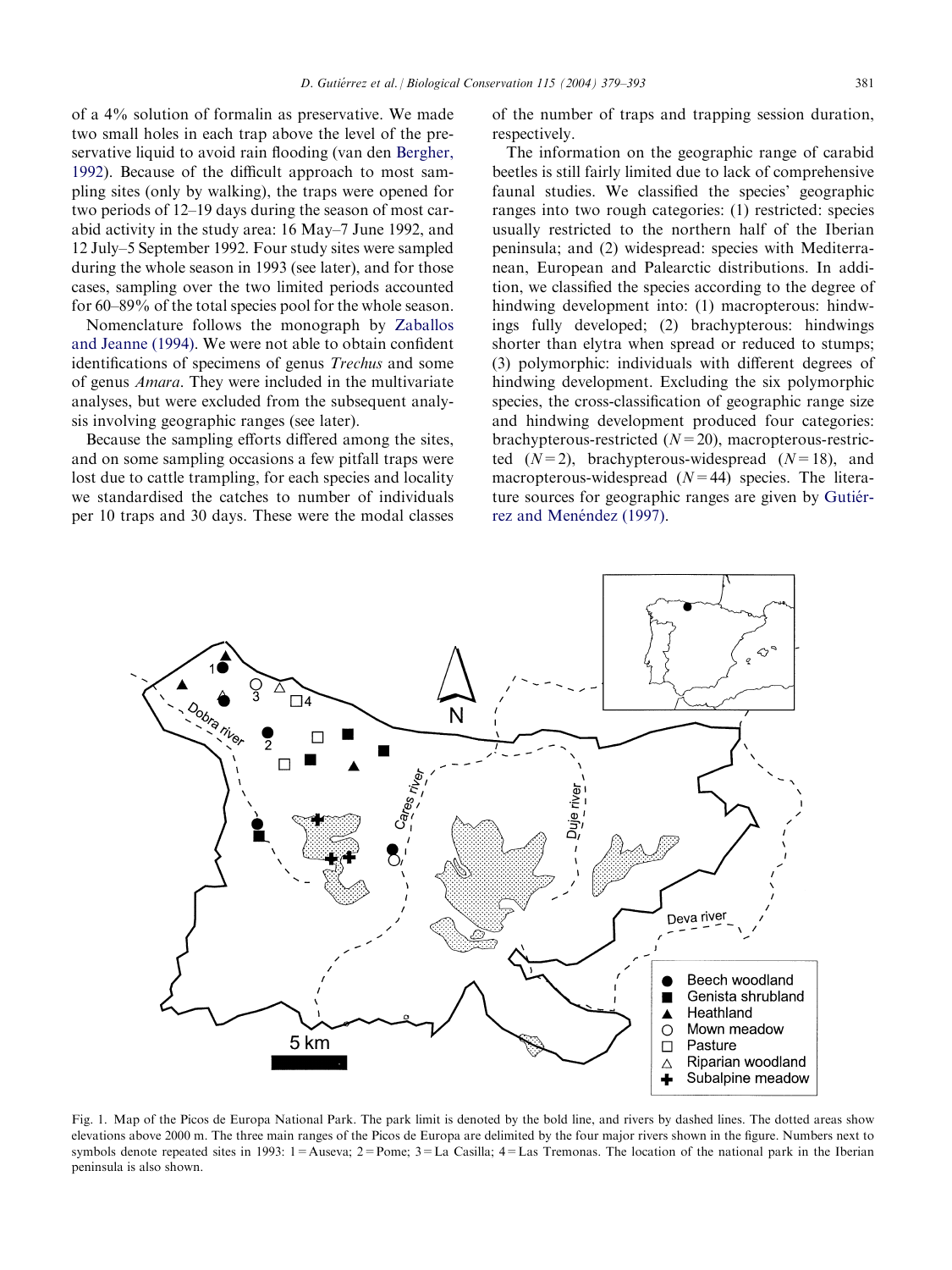of a 4% solution of formalin as preservative. We made two small holes in each trap above the level of the preservative liquid to avoid rain flooding (van den Bergher, 1992). Because of the difficult approach to most sampling sites (only by walking), the traps were opened for two periods of 12–19 days during the season of most carabid activity in the study area: 16 May–7 June 1992, and 12 July–5 September 1992. Four study sites were sampled during the whole season in 1993 (see later), and for those cases, sampling over the two limited periods accounted for 60–89% of the total species pool for the whole season.

Nomenclature follows the monograph by Zaballos and Jeanne (1994). We were not able to obtain confident identifications of specimens of genus *Trechus* and some of genus *Amara*. They were included in the multivariate analyses, but were excluded from the subsequent analysis involving geographic ranges (see later).

Because the sampling efforts differed among the sites, and on some sampling occasions a few pitfall traps were lost due to cattle trampling, for each species and locality we standardised the catches to number of individuals per 10 traps and 30 days. These were the modal classes of the number of traps and trapping session duration, respectively.

The information on the geographic range of carabid beetles is still fairly limited due to lack of comprehensive faunal studies. We classified the species' geographic ranges into two rough categories: (1) restricted: species usually restricted to the northern half of the Iberian peninsula; and (2) widespread: species with Mediterranean, European and Palearctic distributions. In addition, we classified the species according to the degree of hindwing development into: (1) macropterous: hindwings fully developed; (2) brachypterous: hindwings shorter than elytra when spread or reduced to stumps; (3) polymorphic: individuals with different degrees of hindwing development. Excluding the six polymorphic species, the cross-classification of geographic range size and hindwing development produced four categories: brachypterous-restricted ($N = 20$), macropterous-restricted ($N = 2$), brachypterous-widespread ($N = 18$), and macropterous-widespread ($N = 44$) species. The literature sources for geographic ranges are given by Gutiérrez and Menéndez (1997).

Fig. 1. Map of the Picos de Europa National Park. The park limit is denoted by the bold line, and rivers by dashed lines. The dotted areas show elevations above 2000 m. The three main ranges of the Picos de Europa are delimited by the four major rivers shown in the figure. Numbers next to symbols denote repeated sites in 1993: 1 = Auseva; 2 = Pome; 3 = La Casilla; 4 = Las Tremonas. The location of the national park in the Iberian peninsula is also shown.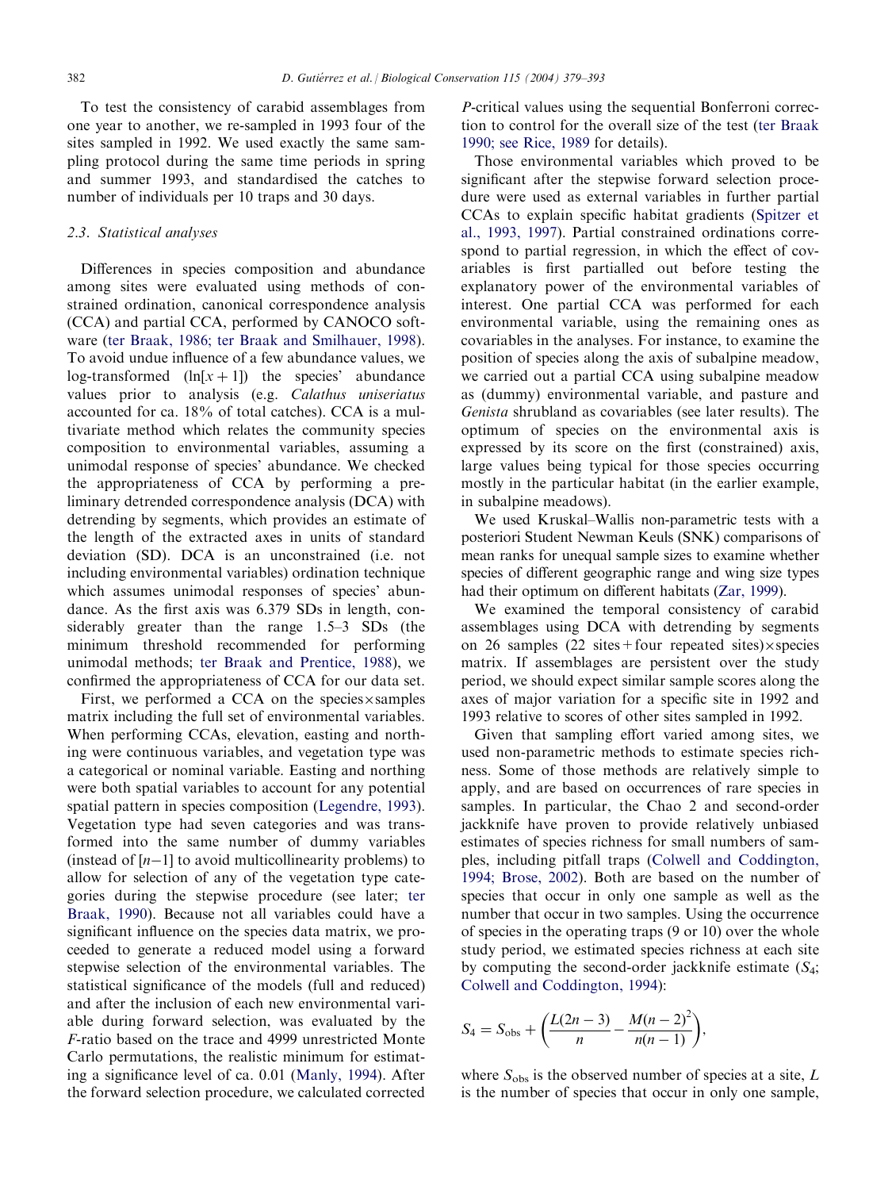To test the consistency of carabid assemblages from one year to another, we re-sampled in 1993 four of the sites sampled in 1992. We used exactly the same sampling protocol during the same time periods in spring and summer 1993, and standardised the catches to number of individuals per 10 traps and 30 days.

### 2.3. Statistical analyses

Differences in species composition and abundance among sites were evaluated using methods of constrained ordination, canonical correspondence analysis (CCA) and partial CCA, performed by CANOCO software (ter Braak, 1986; ter Braak and Smilhauer, 1998). To avoid undue influence of a few abundance values, we log-transformed ($\ln[x+1]$) the species' abundance values prior to analysis (e.g. *Calathus uniseriatus* accounted for ca. 18% of total catches). CCA is a multivariate method which relates the community species composition to environmental variables, assuming a unimodal response of species' abundance. We checked the appropriateness of CCA by performing a preliminary detrended correspondence analysis (DCA) with detrending by segments, which provides an estimate of the length of the extracted axes in units of standard deviation (SD). DCA is an unconstrained (i.e. not including environmental variables) ordination technique which assumes unimodal responses of species' abundance. As the first axis was 6.379 SDs in length, considerably greater than the range 1.5–3 SDs (the minimum threshold recommended for performing unimodal methods; ter Braak and Prentice, 1988), we confirmed the appropriateness of CCA for our data set.

First, we performed a CCA on the species×samples matrix including the full set of environmental variables. When performing CCAs, elevation, easting and northing were continuous variables, and vegetation type was a categorical or nominal variable. Easting and northing were both spatial variables to account for any potential spatial pattern in species composition (Legendre, 1993). Vegetation type had seven categories and was transformed into the same number of dummy variables (instead of $[n-1]$ to avoid multicollinearity problems) to allow for selection of any of the vegetation type categories during the stepwise procedure (see later; ter Braak, 1990). Because not all variables could have a significant influence on the species data matrix, we proceeded to generate a reduced model using a forward stepwise selection of the environmental variables. The statistical significance of the models (full and reduced) and after the inclusion of each new environmental variable during forward selection, was evaluated by the $F$-ratio based on the trace and 4999 unrestricted Monte Carlo permutations, the realistic minimum for estimating a significance level of ca. 0.01 (Manly, 1994). After the forward selection procedure, we calculated corrected $P$-critical values using the sequential Bonferroni correction to control for the overall size of the test (ter Braak 1990; see Rice, 1989 for details).

Those environmental variables which proved to be significant after the stepwise forward selection procedure were used as external variables in further partial CCAs to explain specific habitat gradients (Spitzer et al., 1993, 1997). Partial constrained ordinations correspond to partial regression, in which the effect of covariables is first partialled out before testing the explanatory power of the environmental variables of interest. One partial CCA was performed for each environmental variable, using the remaining ones as covariables in the analyses. For instance, to examine the position of species along the axis of subalpine meadow, we carried out a partial CCA using subalpine meadow as (dummy) environmental variable, and pasture and *Genista* shrubland as covariables (see later results). The optimum of species on the environmental axis is expressed by its score on the first (constrained) axis, large values being typical for those species occurring mostly in the particular habitat (in the earlier example, in subalpine meadows).

We used Kruskal–Wallis non-parametric tests with a posteriori Student Newman Keuls (SNK) comparisons of mean ranks for unequal sample sizes to examine whether species of different geographic range and wing size types had their optimum on different habitats (Zar, 1999).

We examined the temporal consistency of carabid assemblages using DCA with detrending by segments on 26 samples (22 sites + four repeated sites)×species matrix. If assemblages are persistent over the study period, we should expect similar sample scores along the axes of major variation for a specific site in 1992 and 1993 relative to scores of other sites sampled in 1992.

Given that sampling effort varied among sites, we used non-parametric methods to estimate species richness. Some of those methods are relatively simple to apply, and are based on occurrences of rare species in samples. In particular, the Chao 2 and second-order jackknife have proven to provide relatively unbiased estimates of species richness for small numbers of samples, including pitfall traps (Colwell and Coddington, 1994; Brose, 2002). Both are based on the number of species that occur in only one sample as well as the number that occur in two samples. Using the occurrence of species in the operating traps (9 or 10) over the whole study period, we estimated species richness at each site by computing the second-order jackknife estimate ($S_4$; Colwell and Coddington, 1994):

$$S_4 = S_{\text{obs}} + \left(\frac{L(2n-3)}{n} - \frac{M(n-2)^2}{n(n-1)}\right),$$

where $S_{\text{obs}}$ is the observed number of species at a site, $L$ is the number of species that occur in only one sample,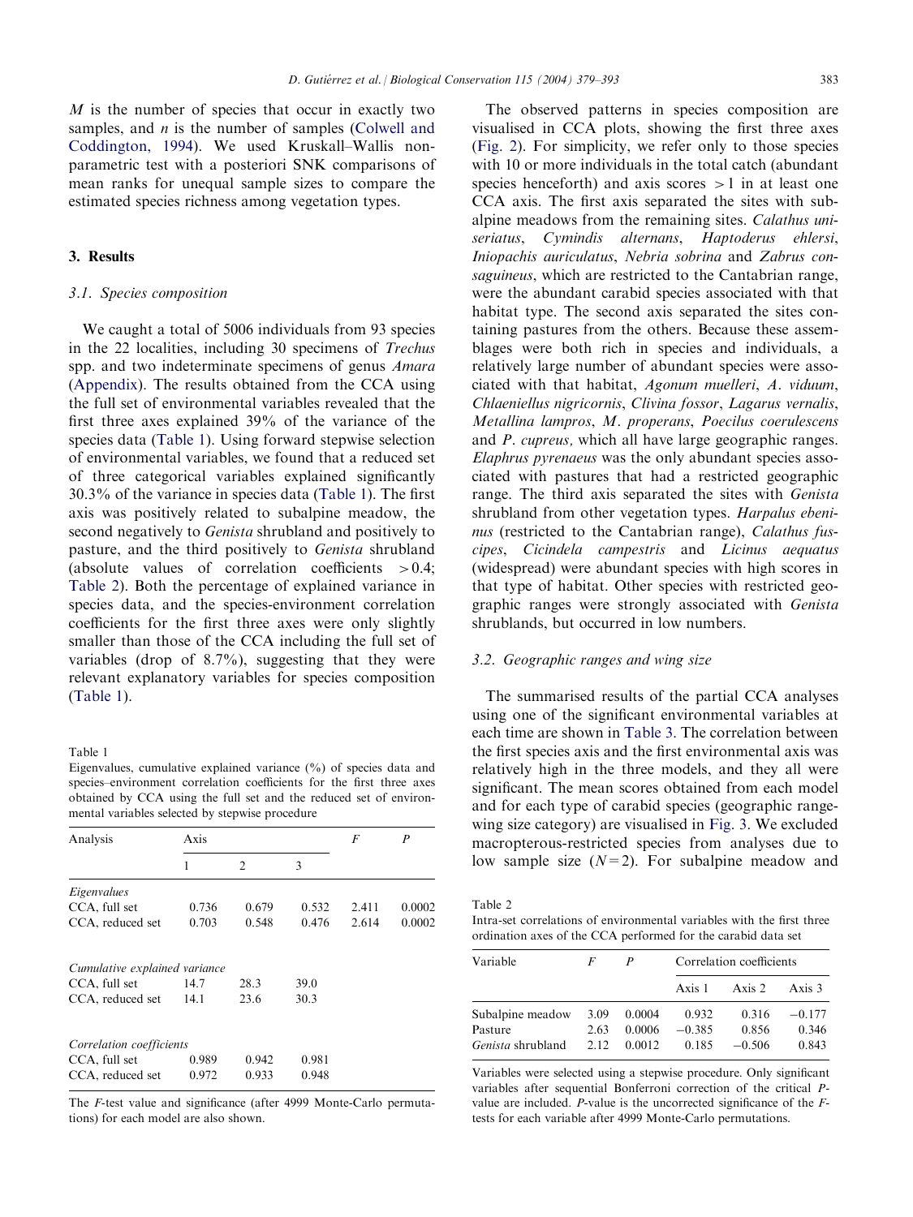$M$ is the number of species that occur in exactly two samples, and $n$ is the number of samples (Colwell and Coddington, 1994). We used Kruskall–Wallis non-parametric test with a posteriori SNK comparisons of mean ranks for unequal sample sizes to compare the estimated species richness among vegetation types.

## 3. Results

### 3.1. Species composition

We caught a total of 5006 individuals from 93 species in the 22 localities, including 30 specimens of *Trechus* spp. and two indeterminate specimens of genus *Amara* (Appendix). The results obtained from the CCA using the full set of environmental variables revealed that the first three axes explained 39% of the variance of the species data (Table 1). Using forward stepwise selection of environmental variables, we found that a reduced set of three categorical variables explained significantly 30.3% of the variance in species data (Table 1). The first axis was positively related to subalpine meadow, the second negatively to *Genista* shrubland and positively to pasture, and the third positively to *Genista* shrubland (absolute values of correlation coefficients $>0.4$; Table 2). Both the percentage of explained variance in species data, and the species-environment correlation coefficients for the first three axes were only slightly smaller than those of the CCA including the full set of variables (drop of 8.7%), suggesting that they were relevant explanatory variables for species composition (Table 1).

Table 1
Eigenvalues, cumulative explained variance (%) of species data and species–environment correlation coefficients for the first three axes obtained by CCA using the full set and the reduced set of environmental variables selected by stepwise procedure

| Analysis | Axis | | | $F$ | $P$ |
|---|---|---|---|---|---|
| | 1 | 2 | 3 | | |
| *Eigenvalues* | | | | | |
| CCA, full set | 0.736 | 0.679 | 0.532 | 2.411 | 0.0002 |
| CCA, reduced set | 0.703 | 0.548 | 0.476 | 2.614 | 0.0002 |
| *Cumulative explained variance* | | | | | |
| CCA, full set | 14.7 | 28.3 | 39.0 | | |
| CCA, reduced set | 14.1 | 23.6 | 30.3 | | |
| *Correlation coefficients* | | | | | |
| CCA, full set | 0.989 | 0.942 | 0.981 | | |
| CCA, reduced set | 0.972 | 0.933 | 0.948 | | |

The $F$-test value and significance (after 4999 Monte-Carlo permutations) for each model are also shown.

The observed patterns in species composition are visualised in CCA plots, showing the first three axes (Fig. 2). For simplicity, we refer only to those species with 10 or more individuals in the total catch (abundant species henceforth) and axis scores $>1$ in at least one CCA axis. The first axis separated the sites with subalpine meadows from the remaining sites. *Calathus uniseriatus*, *Cymindis alternans*, *Haptoderus ehlersi*, *Iniopachis auriculatus*, *Nebria sobrina* and *Zabrus consaguineus*, which are restricted to the Cantabrian range, were the abundant carabid species associated with that habitat type. The second axis separated the sites containing pastures from the others. Because these assemblages were both rich in species and individuals, a relatively large number of abundant species were associated with that habitat, *Agonum muelleri*, *A. viduum*, *Chlaeniellus nigricornis*, *Clivina fossor*, *Lagarus vernalis*, *Metallina lampros*, *M. properans*, *Poecilus coerulescens* and *P. cupreus,* which all have large geographic ranges. *Elaphrus pyrenaeus* was the only abundant species associated with pastures that had a restricted geographic range. The third axis separated the sites with *Genista* shrubland from other vegetation types. *Harpalus ebeninus* (restricted to the Cantabrian range), *Calathus fuscipes*, *Cicindela campestris* and *Licinus aequatus* (widespread) were abundant species with high scores in that type of habitat. Other species with restricted geographic ranges were strongly associated with *Genista* shrublands, but occurred in low numbers.

### 3.2. Geographic ranges and wing size

The summarised results of the partial CCA analyses using one of the significant environmental variables at each time are shown in Table 3. The correlation between the first species axis and the first environmental axis was relatively high in the three models, and they all were significant. The mean scores obtained from each model and for each type of carabid species (geographic range-wing size category) are visualised in Fig. 3. We excluded macropterous-restricted species from analyses due to low sample size ($N=2$). For subalpine meadow and

Table 2
Intra-set correlations of environmental variables with the first three ordination axes of the CCA performed for the carabid data set

| Variable | $F$ | $P$ | Correlation coefficients | | |
|---|---|---|---|---|---|
| | | | Axis 1 | Axis 2 | Axis 3 |
| Subalpine meadow | 3.09 | 0.0004 | 0.932 | 0.316 | −0.177 |
| Pasture | 2.63 | 0.0006 | −0.385 | 0.856 | 0.346 |
| *Genista* shrubland | 2.12 | 0.0012 | 0.185 | −0.506 | 0.843 |

Variables were selected using a stepwise procedure. Only significant variables after sequential Bonferroni correction of the critical $P$-value are included. $P$-value is the uncorrected significance of the $F$-tests for each variable after 4999 Monte-Carlo permutations.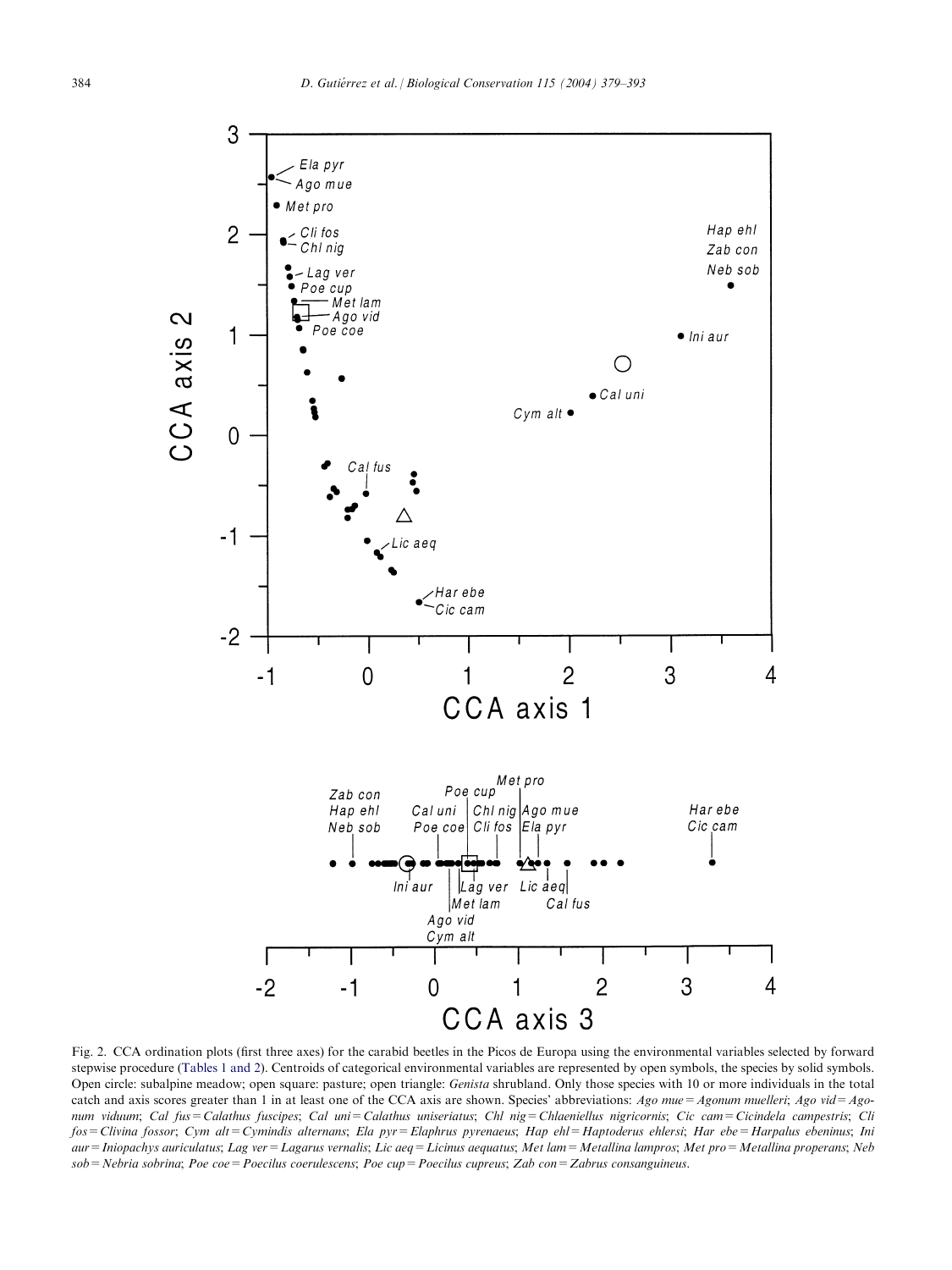Fig. 2. CCA ordination plots (first three axes) for the carabid beetles in the Picos de Europa using the environmental variables selected by forward stepwise procedure (Tables 1 and 2). Centroids of categorical environmental variables are represented by open symbols, the species by solid symbols. Open circle: subalpine meadow; open square: pasture; open triangle: *Genista* shrubland. Only those species with 10 or more individuals in the total catch and axis scores greater than 1 in at least one of the CCA axis are shown. Species' abbreviations: *Ago mue* = *Agonum muelleri*; *Ago vid* = *Agonum viduum*; *Cal fus* = *Calathus fuscipes*; *Cal uni* = *Calathus uniseriatus*; *Chl nig* = *Chlaeniellus nigricornis*; *Cic cam* = *Cicindela campestris*; *Cli fos* = *Clivina fossor*; *Cym alt* = *Cymindis alternans*; *Ela pyr* = *Elaphrus pyrenaeus*; *Hap ehl* = *Haptoderus ehlersi*; *Har ebe* = *Harpalus ebeninus*; *Ini aur* = *Iniopachys auriculatus*; *Lag ver* = *Lagarus vernalis*; *Lic aeq* = *Licinus aequatus*; *Met lam* = *Metallina lampros*; *Met pro* = *Metallina properans*; *Neb sob* = *Nebria sobrina*; *Poe coe* = *Poecilus coerulescens*; *Poe cup* = *Poecilus cupreus*; *Zab con* = *Zabrus consanguineus*.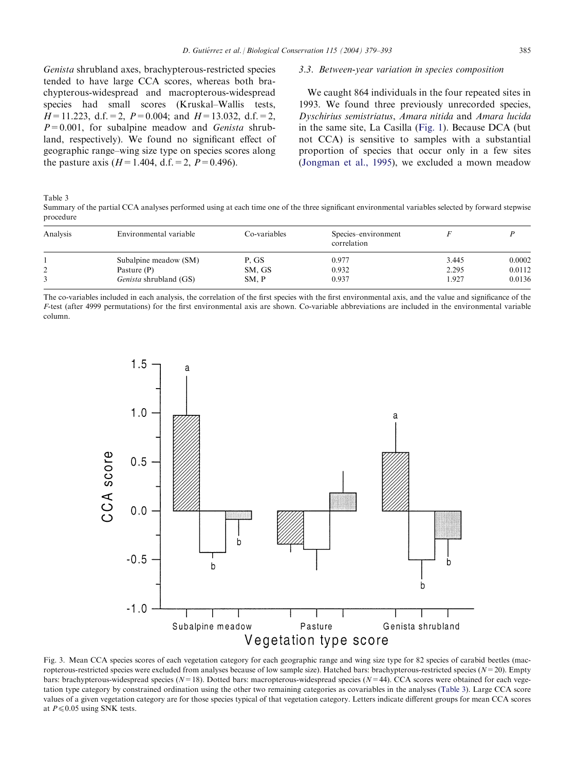*Genista* shrubland axes, brachypterous-restricted species tended to have large CCA scores, whereas both brachypterous-widespread and macropterous-widespread species had small scores (Kruskal–Wallis tests, $H=11.223$, d.f. $=2$, $P=0.004$; and $H=13.032$, d.f. $=2$, $P=0.001$, for subalpine meadow and *Genista* shrubland, respectively). We found no significant effect of geographic range–wing size type on species scores along the pasture axis ($H=1.404$, d.f. $=2$, $P=0.496$).

### 3.3. Between-year variation in species composition

We caught 864 individuals in the four repeated sites in 1993. We found three previously unrecorded species, *Dyschirius semistriatus*, *Amara nitida* and *Amara lucida* in the same site, La Casilla (Fig. 1). Because DCA (but not CCA) is sensitive to samples with a substantial proportion of species that occur only in a few sites (Jongman et al., 1995), we excluded a mown meadow

Table 3
Summary of the partial CCA analyses performed using at each time one of the three significant environmental variables selected by forward stepwise procedure

| Analysis | Environmental variable | Co-variables | Species–environment correlation | $F$ | $P$ |
|---|---|---|---|---|---|
| 1 | Subalpine meadow (SM) | P, GS | 0.977 | 3.445 | 0.0002 |
| 2 | Pasture (P) | SM, GS | 0.932 | 2.295 | 0.0112 |
| 3 | *Genista* shrubland (GS) | SM, P | 0.937 | 1.927 | 0.0136 |

The co-variables included in each analysis, the correlation of the first species with the first environmental axis, and the value and significance of the $F$-test (after 4999 permutations) for the first environmental axis are shown. Co-variable abbreviations are included in the environmental variable column.

Fig. 3. Mean CCA species scores of each vegetation category for each geographic range and wing size type for 82 species of carabid beetles (macropterous-restricted species were excluded from analyses because of low sample size). Hatched bars: brachypterous-restricted species ($N=20$). Empty bars: brachypterous-widespread species ($N=18$). Dotted bars: macropterous-widespread species ($N=44$). CCA scores were obtained for each vegetation type category by constrained ordination using the other two remaining categories as covariables in the analyses (Table 3). Large CCA score values of a given vegetation category are for those species typical of that vegetation category. Letters indicate different groups for mean CCA scores at $P \leqslant 0.05$ using SNK tests.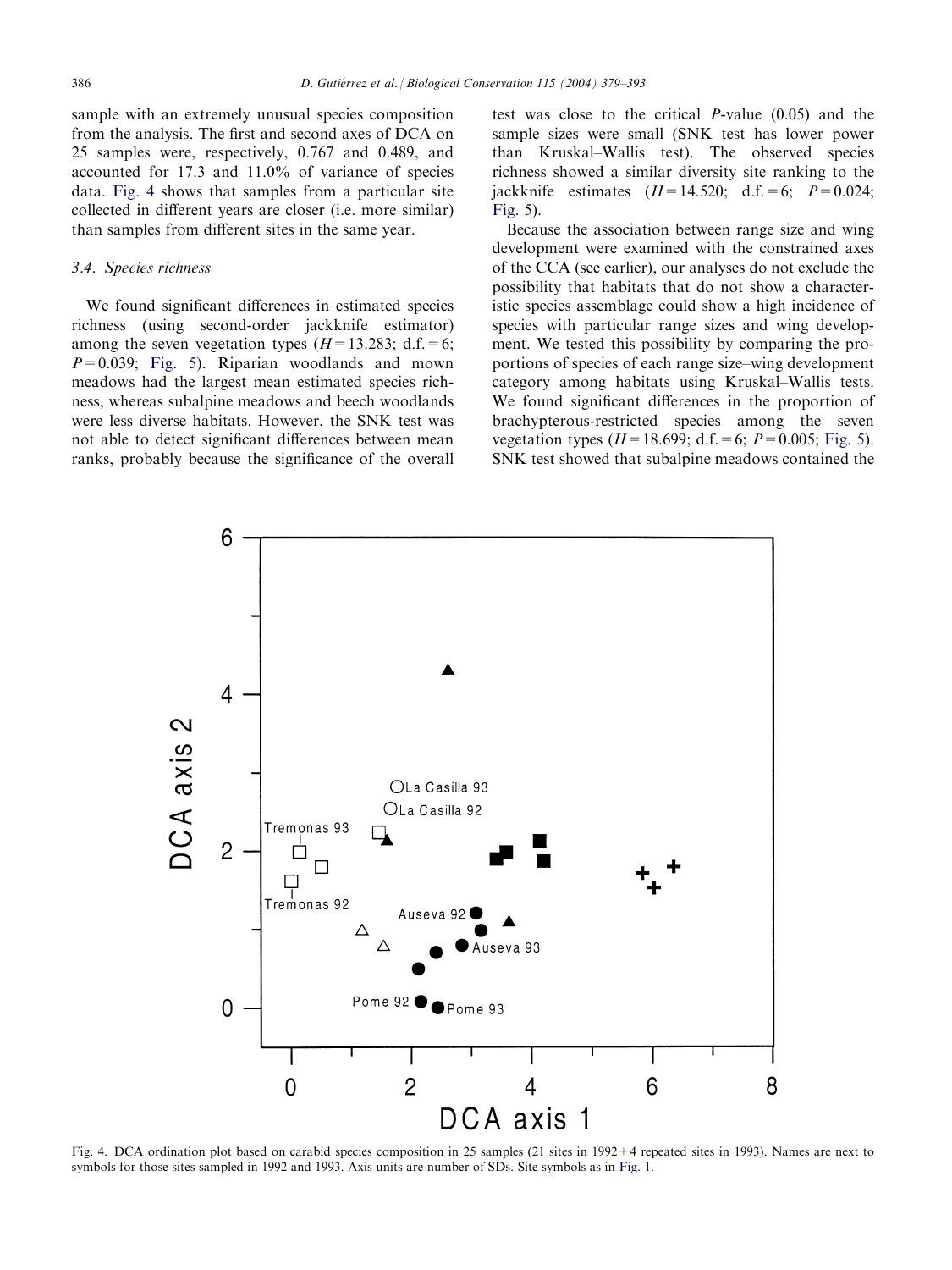sample with an extremely unusual species composition from the analysis. The first and second axes of DCA on 25 samples were, respectively, 0.767 and 0.489, and accounted for 17.3 and 11.0% of variance of species data. Fig. 4 shows that samples from a particular site collected in different years are closer (i.e. more similar) than samples from different sites in the same year.

### 3.4. Species richness

We found significant differences in estimated species richness (using second-order jackknife estimator) among the seven vegetation types ($H = 13.283$; d.f. = 6; $P = 0.039$; Fig. 5). Riparian woodlands and mown meadows had the largest mean estimated species richness, whereas subalpine meadows and beech woodlands were less diverse habitats. However, the SNK test was not able to detect significant differences between mean ranks, probably because the significance of the overall test was close to the critical $P$-value (0.05) and the sample sizes were small (SNK test has lower power than Kruskal–Wallis test). The observed species richness showed a similar diversity site ranking to the jackknife estimates ($H = 14.520$; d.f. = 6; $P = 0.024$; Fig. 5).

Because the association between range size and wing development were examined with the constrained axes of the CCA (see earlier), our analyses do not exclude the possibility that habitats that do not show a characteristic species assemblage could show a high incidence of species with particular range sizes and wing development. We tested this possibility by comparing the proportions of species of each range size–wing development category among habitats using Kruskal–Wallis tests. We found significant differences in the proportion of brachypterous-restricted species among the seven vegetation types ($H = 18.699$; d.f. = 6; $P = 0.005$; Fig. 5). SNK test showed that subalpine meadows contained the

Fig. 4. DCA ordination plot based on carabid species composition in 25 samples (21 sites in 1992 + 4 repeated sites in 1993). Names are next to symbols for those sites sampled in 1992 and 1993. Axis units are number of SDs. Site symbols as in Fig. 1.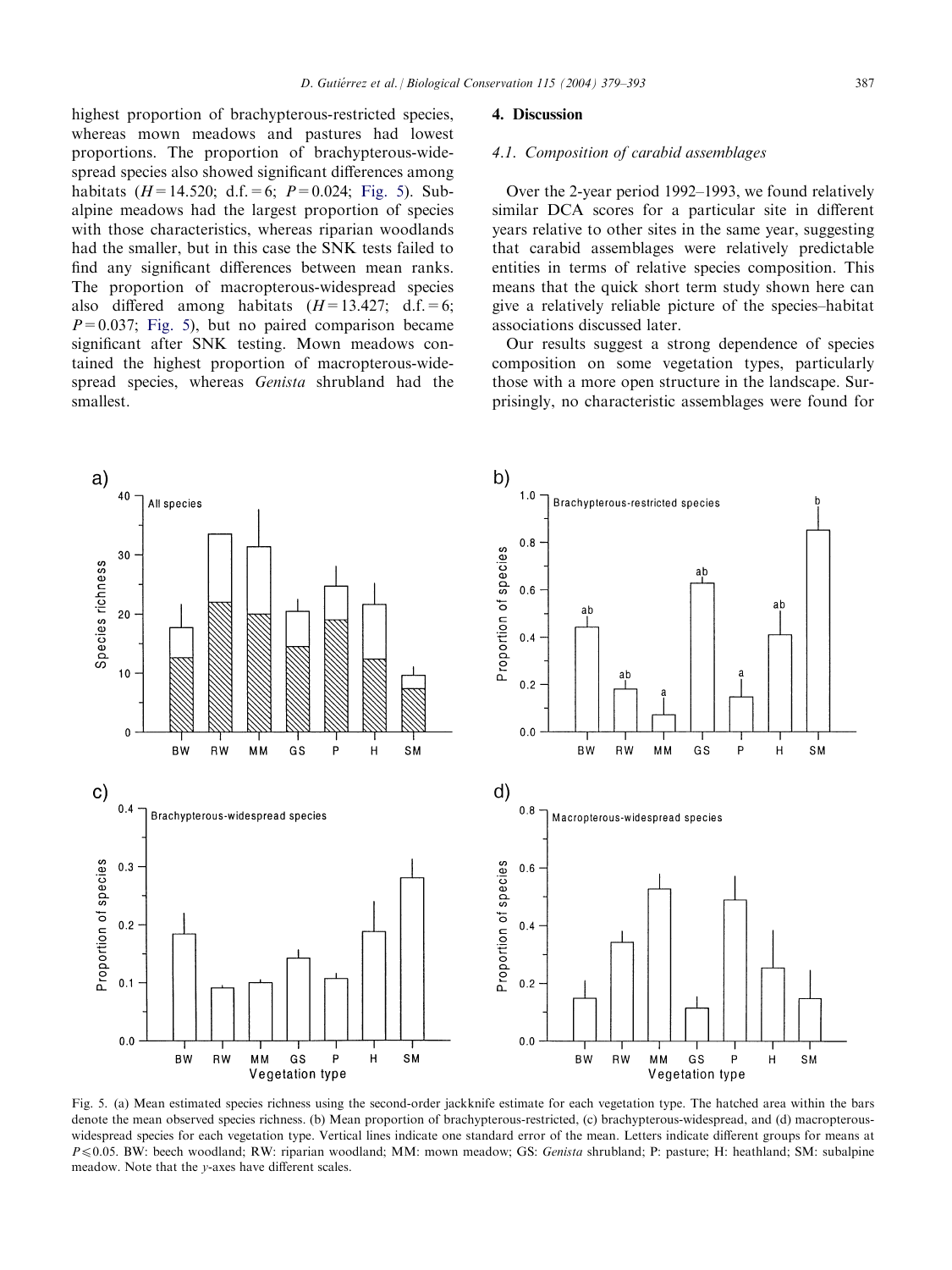highest proportion of brachypterous-restricted species, whereas mown meadows and pastures had lowest proportions. The proportion of brachypterous-widespread species also showed significant differences among habitats ($H = 14.520$; d.f. = 6; $P = 0.024$; Fig. 5). Subalpine meadows had the largest proportion of species with those characteristics, whereas riparian woodlands had the smaller, but in this case the SNK tests failed to find any significant differences between mean ranks. The proportion of macropterous-widespread species also differed among habitats ($H = 13.427$; d.f. = 6; $P = 0.037$; Fig. 5), but no paired comparison became significant after SNK testing. Mown meadows contained the highest proportion of macropterous-widespread species, whereas *Genista* shrubland had the smallest.

## 4. Discussion

### 4.1. Composition of carabid assemblages

Over the 2-year period 1992–1993, we found relatively similar DCA scores for a particular site in different years relative to other sites in the same year, suggesting that carabid assemblages were relatively predictable entities in terms of relative species composition. This means that the quick short term study shown here can give a relatively reliable picture of the species–habitat associations discussed later.

Our results suggest a strong dependence of species composition on some vegetation types, particularly those with a more open structure in the landscape. Surprisingly, no characteristic assemblages were found for

Fig. 5. (a) Mean estimated species richness using the second-order jackknife estimate for each vegetation type. The hatched area within the bars denote the mean observed species richness. (b) Mean proportion of brachypterous-restricted, (c) brachypterous-widespread, and (d) macropterous-widespread species for each vegetation type. Vertical lines indicate one standard error of the mean. Letters indicate different groups for means at $P \leqslant 0.05$. BW: beech woodland; RW: riparian woodland; MM: mown meadow; GS: *Genista* shrubland; P: pasture; H: heathland; SM: subalpine meadow. Note that the *y*-axes have different scales.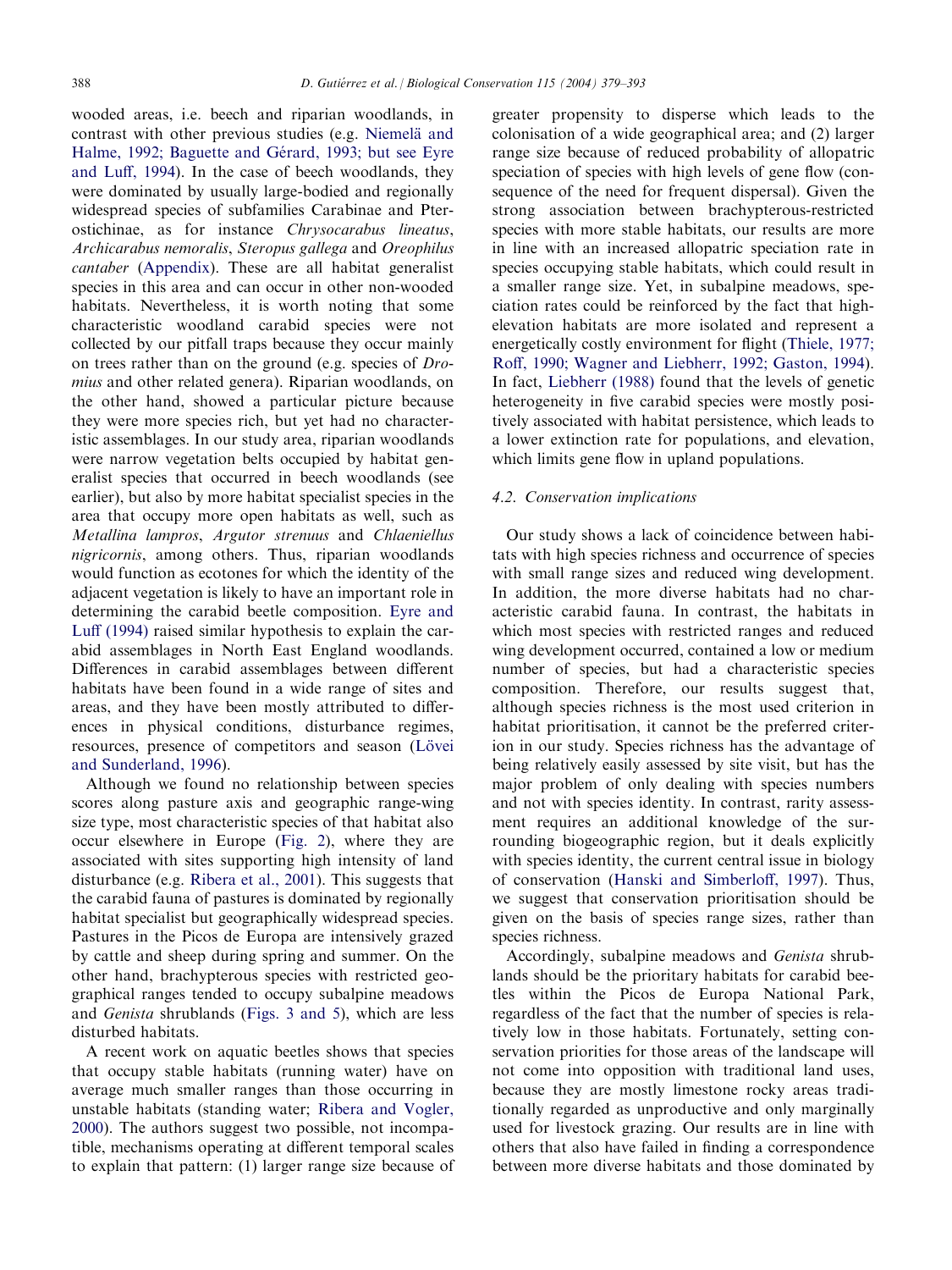wooded areas, i.e. beech and riparian woodlands, in contrast with other previous studies (e.g. Niemelä and Halme, 1992; Baguette and Gérard, 1993; but see Eyre and Luff, 1994). In the case of beech woodlands, they were dominated by usually large-bodied and regionally widespread species of subfamilies Carabinae and Pterostichinae, as for instance *Chrysocarabus lineatus*, *Archicarabus nemoralis*, *Steropus gallega* and *Oreophilus cantaber* (Appendix). These are all habitat generalist species in this area and can occur in other non-wooded habitats. Nevertheless, it is worth noting that some characteristic woodland carabid species were not collected by our pitfall traps because they occur mainly on trees rather than on the ground (e.g. species of *Dromius* and other related genera). Riparian woodlands, on the other hand, showed a particular picture because they were more species rich, but yet had no characteristic assemblages. In our study area, riparian woodlands were narrow vegetation belts occupied by habitat generalist species that occurred in beech woodlands (see earlier), but also by more habitat specialist species in the area that occupy more open habitats as well, such as *Metallina lampros*, *Argutor strenuus* and *Chlaeniellus nigricornis*, among others. Thus, riparian woodlands would function as ecotones for which the identity of the adjacent vegetation is likely to have an important role in determining the carabid beetle composition. Eyre and Luff (1994) raised similar hypothesis to explain the carabid assemblages in North East England woodlands. Differences in carabid assemblages between different habitats have been found in a wide range of sites and areas, and they have been mostly attributed to differences in physical conditions, disturbance regimes, resources, presence of competitors and season (Lövei and Sunderland, 1996).

Although we found no relationship between species scores along pasture axis and geographic range-wing size type, most characteristic species of that habitat also occur elsewhere in Europe (Fig. 2), where they are associated with sites supporting high intensity of land disturbance (e.g. Ribera et al., 2001). This suggests that the carabid fauna of pastures is dominated by regionally habitat specialist but geographically widespread species. Pastures in the Picos de Europa are intensively grazed by cattle and sheep during spring and summer. On the other hand, brachypterous species with restricted geographical ranges tended to occupy subalpine meadows and *Genista* shrublands (Figs. 3 and 5), which are less disturbed habitats.

A recent work on aquatic beetles shows that species that occupy stable habitats (running water) have on average much smaller ranges than those occurring in unstable habitats (standing water; Ribera and Vogler, 2000). The authors suggest two possible, not incompatible, mechanisms operating at different temporal scales to explain that pattern: (1) larger range size because of greater propensity to disperse which leads to the colonisation of a wide geographical area; and (2) larger range size because of reduced probability of allopatric speciation of species with high levels of gene flow (consequence of the need for frequent dispersal). Given the strong association between brachypterous-restricted species with more stable habitats, our results are more in line with an increased allopatric speciation rate in species occupying stable habitats, which could result in a smaller range size. Yet, in subalpine meadows, speciation rates could be reinforced by the fact that high-elevation habitats are more isolated and represent a energetically costly environment for flight (Thiele, 1977; Roff, 1990; Wagner and Liebherr, 1992; Gaston, 1994). In fact, Liebherr (1988) found that the levels of genetic heterogeneity in five carabid species were mostly positively associated with habitat persistence, which leads to a lower extinction rate for populations, and elevation, which limits gene flow in upland populations.

### 4.2. Conservation implications

Our study shows a lack of coincidence between habitats with high species richness and occurrence of species with small range sizes and reduced wing development. In addition, the more diverse habitats had no characteristic carabid fauna. In contrast, the habitats in which most species with restricted ranges and reduced wing development occurred, contained a low or medium number of species, but had a characteristic species composition. Therefore, our results suggest that, although species richness is the most used criterion in habitat prioritisation, it cannot be the preferred criterion in our study. Species richness has the advantage of being relatively easily assessed by site visit, but has the major problem of only dealing with species numbers and not with species identity. In contrast, rarity assessment requires an additional knowledge of the surrounding biogeographic region, but it deals explicitly with species identity, the current central issue in biology of conservation (Hanski and Simberloff, 1997). Thus, we suggest that conservation prioritisation should be given on the basis of species range sizes, rather than species richness.

Accordingly, subalpine meadows and *Genista* shrublands should be the prioritary habitats for carabid beetles within the Picos de Europa National Park, regardless of the fact that the number of species is relatively low in those habitats. Fortunately, setting conservation priorities for those areas of the landscape will not come into opposition with traditional land uses, because they are mostly limestone rocky areas traditionally regarded as unproductive and only marginally used for livestock grazing. Our results are in line with others that also have failed in finding a correspondence between more diverse habitats and those dominated by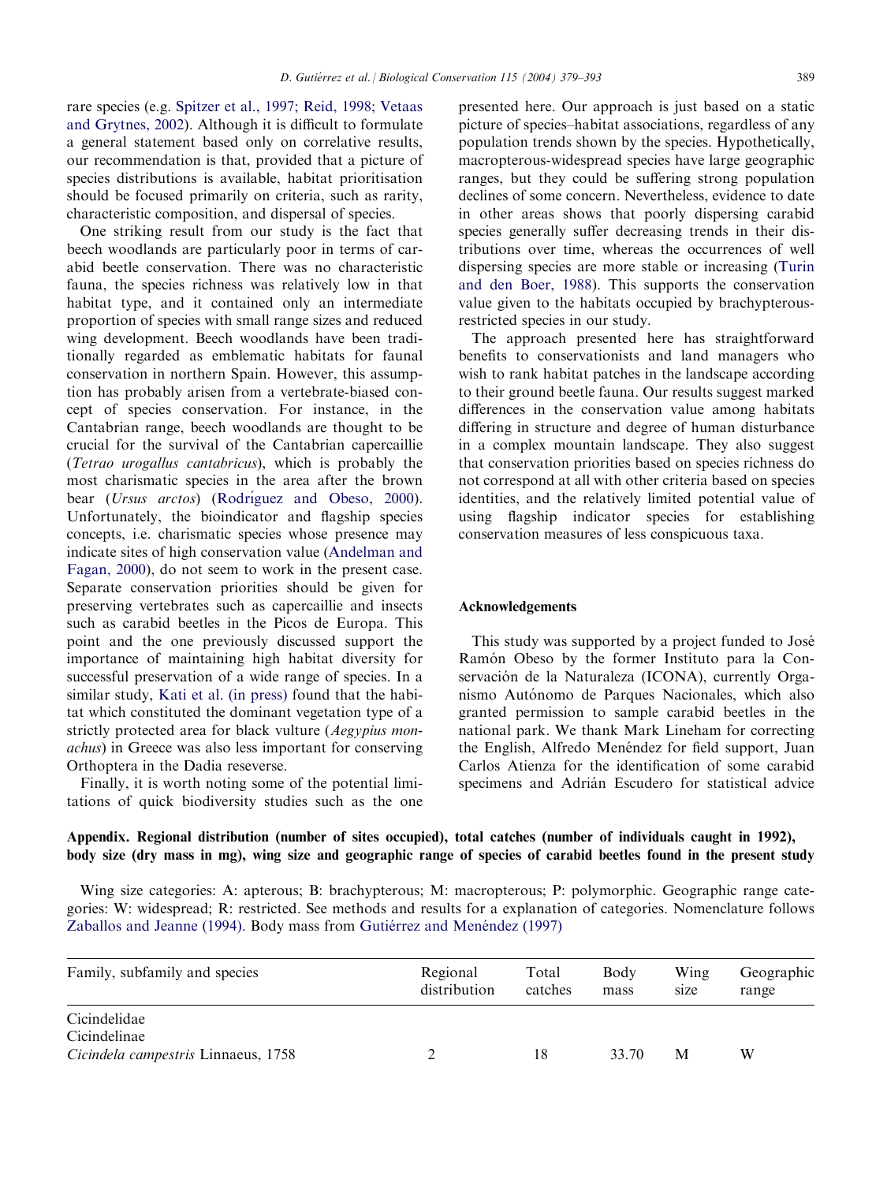rare species (e.g. Spitzer et al., 1997; Reid, 1998; Vetaas and Grytnes, 2002). Although it is difficult to formulate a general statement based only on correlative results, our recommendation is that, provided that a picture of species distributions is available, habitat prioritisation should be focused primarily on criteria, such as rarity, characteristic composition, and dispersal of species.

One striking result from our study is the fact that beech woodlands are particularly poor in terms of carabid beetle conservation. There was no characteristic fauna, the species richness was relatively low in that habitat type, and it contained only an intermediate proportion of species with small range sizes and reduced wing development. Beech woodlands have been traditionally regarded as emblematic habitats for faunal conservation in northern Spain. However, this assumption has probably arisen from a vertebrate-biased concept of species conservation. For instance, in the Cantabrian range, beech woodlands are thought to be crucial for the survival of the Cantabrian capercaillie (*Tetrao urogallus cantabricus*), which is probably the most charismatic species in the area after the brown bear (*Ursus arctos*) (Rodríguez and Obeso, 2000). Unfortunately, the bioindicator and flagship species concepts, i.e. charismatic species whose presence may indicate sites of high conservation value (Andelman and Fagan, 2000), do not seem to work in the present case. Separate conservation priorities should be given for preserving vertebrates such as capercaillie and insects such as carabid beetles in the Picos de Europa. This point and the one previously discussed support the importance of maintaining high habitat diversity for successful preservation of a wide range of species. In a similar study, Kati et al. (in press) found that the habitat which constituted the dominant vegetation type of a strictly protected area for black vulture (*Aegypius monachus*) in Greece was also less important for conserving Orthoptera in the Dadia reseverse.

Finally, it is worth noting some of the potential limitations of quick biodiversity studies such as the one presented here. Our approach is just based on a static picture of species–habitat associations, regardless of any population trends shown by the species. Hypothetically, macropterous-widespread species have large geographic ranges, but they could be suffering strong population declines of some concern. Nevertheless, evidence to date in other areas shows that poorly dispersing carabid species generally suffer decreasing trends in their distributions over time, whereas the occurrences of well dispersing species are more stable or increasing (Turin and den Boer, 1988). This supports the conservation value given to the habitats occupied by brachypterous-restricted species in our study.

The approach presented here has straightforward benefits to conservationists and land managers who wish to rank habitat patches in the landscape according to their ground beetle fauna. Our results suggest marked differences in the conservation value among habitats differing in structure and degree of human disturbance in a complex mountain landscape. They also suggest that conservation priorities based on species richness do not correspond at all with other criteria based on species identities, and the relatively limited potential value of using flagship indicator species for establishing conservation measures of less conspicuous taxa.

## Acknowledgements

This study was supported by a project funded to José Ramón Obeso by the former Instituto para la Conservación de la Naturaleza (ICONA), currently Organismo Autónomo de Parques Nacionales, which also granted permission to sample carabid beetles in the national park. We thank Mark Lineham for correcting the English, Alfredo Menéndez for field support, Juan Carlos Atienza for the identification of some carabid specimens and Adrián Escudero for statistical advice

## Appendix. Regional distribution (number of sites occupied), total catches (number of individuals caught in 1992), body size (dry mass in mg), wing size and geographic range of species of carabid beetles found in the present study

Wing size categories: A: apterous; B: brachypterous; M: macropterous; P: polymorphic. Geographic range categories: W: widespread; R: restricted. See methods and results for a explanation of categories. Nomenclature follows Zaballos and Jeanne (1994). Body mass from Gutiérrez and Menéndez (1997)

| Family, subfamily and species | Regional distribution | Total catches | Body mass | Wing size | Geographic range |
|---|---|---|---|---|---|
| Cicindelidae | | | | | |
| Cicindelinae | | | | | |
| *Cicindela campestris* Linnaeus, 1758 | 2 | 18 | 33.70 | M | W |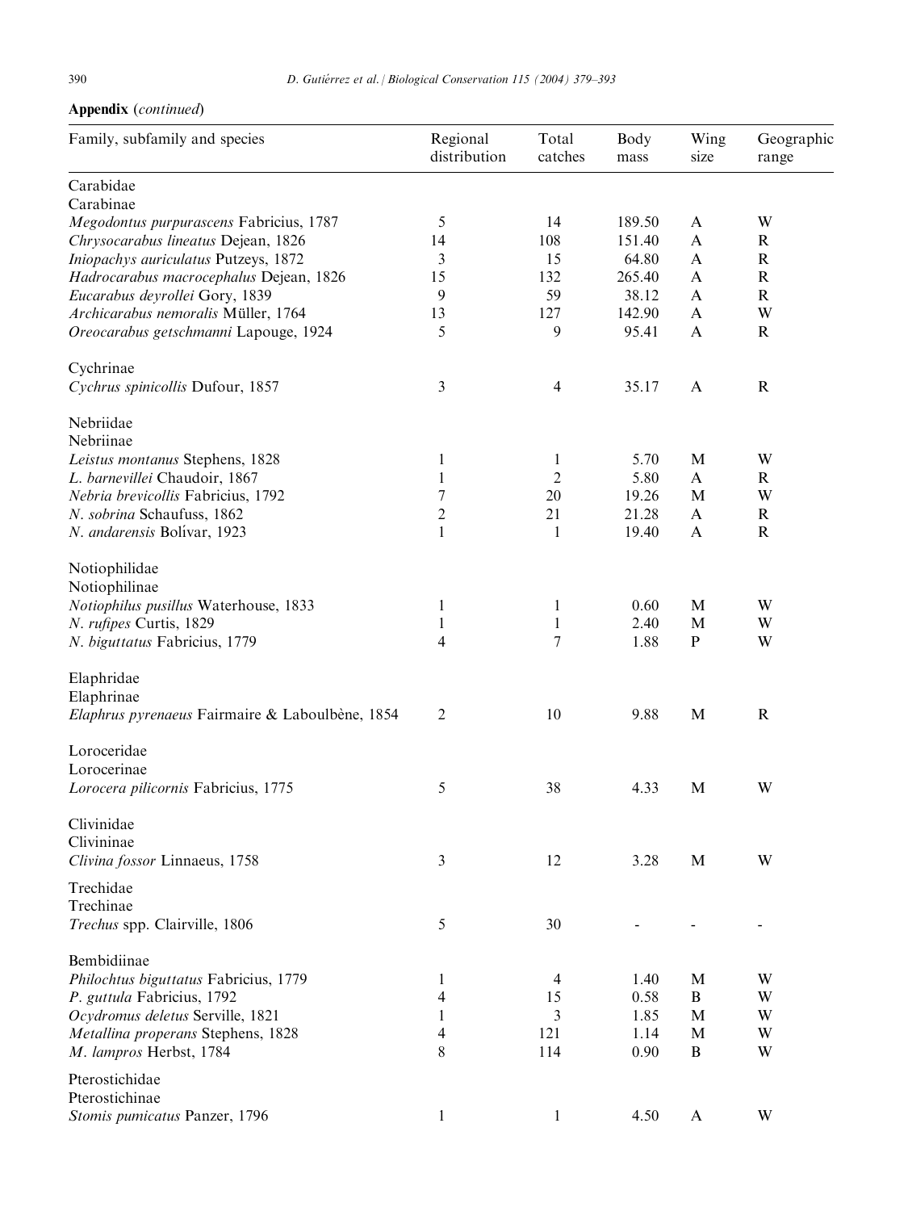**Appendix** (*continued*)

| Family, subfamily and species | Regional distribution | Total catches | Body mass | Wing size | Geographic range |
|---|---|---|---|---|---|
| Carabidae | | | | | |
| Carabinae | | | | | |
| *Megodontus purpurascens* Fabricius, 1787 | 5 | 14 | 189.50 | A | W |
| *Chrysocarabus lineatus* Dejean, 1826 | 14 | 108 | 151.40 | A | R |
| *Iniopachys auriculatus* Putzeys, 1872 | 3 | 15 | 64.80 | A | R |
| *Hadrocarabus macrocephalus* Dejean, 1826 | 15 | 132 | 265.40 | A | R |
| *Eucarabus deyrollei* Gory, 1839 | 9 | 59 | 38.12 | A | R |
| *Archicarabus nemoralis* Müller, 1764 | 13 | 127 | 142.90 | A | W |
| *Oreocarabus getschmanni* Lapouge, 1924 | 5 | 9 | 95.41 | A | R |
| Cychrinae | | | | | |
| *Cychrus spinicollis* Dufour, 1857 | 3 | 4 | 35.17 | A | R |
| Nebriidae | | | | | |
| Nebriinae | | | | | |
| *Leistus montanus* Stephens, 1828 | 1 | 1 | 5.70 | M | W |
| *L. barnevillei* Chaudoir, 1867 | 1 | 2 | 5.80 | A | R |
| *Nebria brevicollis* Fabricius, 1792 | 7 | 20 | 19.26 | M | W |
| *N. sobrina* Schaufuss, 1862 | 2 | 21 | 21.28 | A | R |
| *N. andarensis* Bolívar, 1923 | 1 | 1 | 19.40 | A | R |
| Notiophilidae | | | | | |
| Notiophilinae | | | | | |
| *Notiophilus pusillus* Waterhouse, 1833 | 1 | 1 | 0.60 | M | W |
| *N. rufipes* Curtis, 1829 | 1 | 1 | 2.40 | M | W |
| *N. biguttatus* Fabricius, 1779 | 4 | 7 | 1.88 | P | W |
| Elaphridae | | | | | |
| Elaphrinae | | | | | |
| *Elaphrus pyrenaeus* Fairmaire & Laboulbène, 1854 | 2 | 10 | 9.88 | M | R |
| Loroceridae | | | | | |
| Lorocerinae | | | | | |
| *Lorocera pilicornis* Fabricius, 1775 | 5 | 38 | 4.33 | M | W |
| Clivinidae | | | | | |
| Clivininae | | | | | |
| *Clivina fossor* Linnaeus, 1758 | 3 | 12 | 3.28 | M | W |
| Trechidae | | | | | |
| Trechinae | | | | | |
| *Trechus* spp. Clairville, 1806 | 5 | 30 | - | - | - |
| Bembidiinae | | | | | |
| *Philochtus biguttatus* Fabricius, 1779 | 1 | 4 | 1.40 | M | W |
| *P. guttula* Fabricius, 1792 | 4 | 15 | 0.58 | B | W |
| *Ocydromus deletus* Serville, 1821 | 1 | 3 | 1.85 | M | W |
| *Metallina properans* Stephens, 1828 | 4 | 121 | 1.14 | M | W |
| *M. lampros* Herbst, 1784 | 8 | 114 | 0.90 | B | W |
| Pterostichidae | | | | | |
| Pterostichinae | | | | | |
| *Stomis pumicatus* Panzer, 1796 | 1 | 1 | 4.50 | A | W |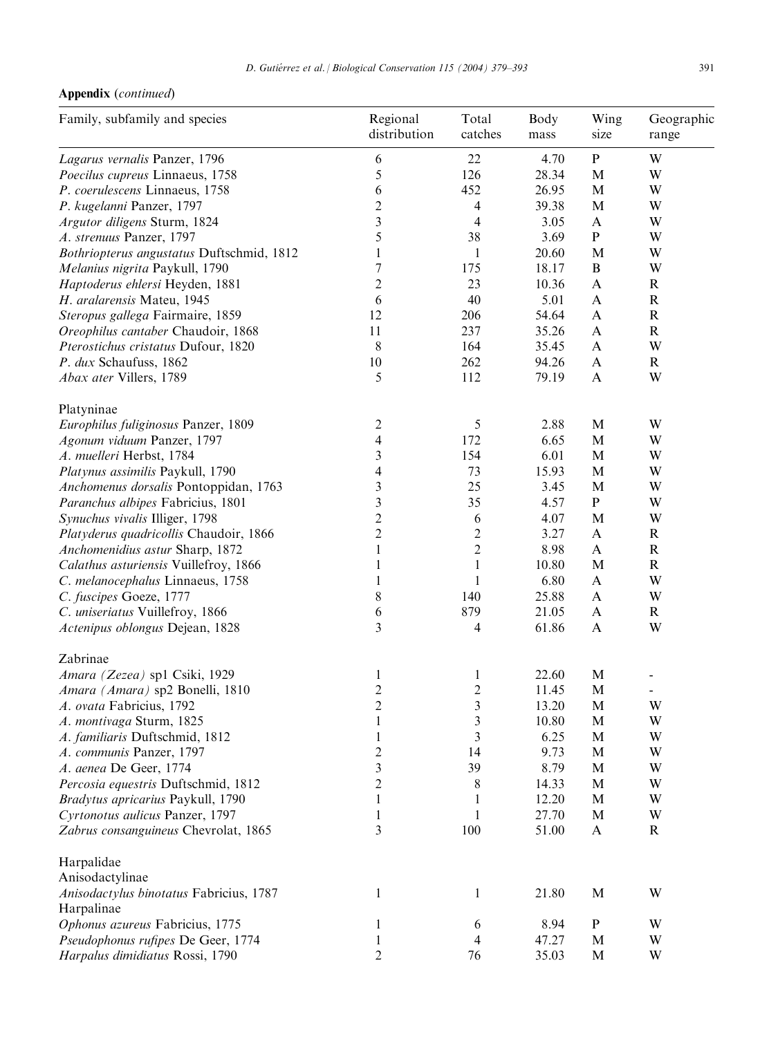**Appendix** (*continued*)

| Family, subfamily and species | Regional distribution | Total catches | Body mass | Wing size | Geographic range |
|---|---|---|---|---|---|
| *Lagarus vernalis* Panzer, 1796 | 6 | 22 | 4.70 | P | W |
| *Poecilus cupreus* Linnaeus, 1758 | 5 | 126 | 28.34 | M | W |
| *P. coerulescens* Linnaeus, 1758 | 6 | 452 | 26.95 | M | W |
| *P. kugelanni* Panzer, 1797 | 2 | 4 | 39.38 | M | W |
| *Argutor diligens* Sturm, 1824 | 3 | 4 | 3.05 | A | W |
| *A. strenuus* Panzer, 1797 | 5 | 38 | 3.69 | P | W |
| *Bothriopterus angustatus* Duftschmid, 1812 | 1 | 1 | 20.60 | M | W |
| *Melanius nigrita* Paykull, 1790 | 7 | 175 | 18.17 | B | W |
| *Haptoderus ehlersi* Heyden, 1881 | 2 | 23 | 10.36 | A | R |
| *H. aralarensis* Mateu, 1945 | 6 | 40 | 5.01 | A | R |
| *Steropus gallega* Fairmaire, 1859 | 12 | 206 | 54.64 | A | R |
| *Oreophilus cantaber* Chaudoir, 1868 | 11 | 237 | 35.26 | A | R |
| *Pterostichus cristatus* Dufour, 1820 | 8 | 164 | 35.45 | A | W |
| *P. dux* Schaufuss, 1862 | 10 | 262 | 94.26 | A | R |
| *Abax ater* Villers, 1789 | 5 | 112 | 79.19 | A | W |
| Platyninae | | | | | |
| *Europhilus fuliginosus* Panzer, 1809 | 2 | 5 | 2.88 | M | W |
| *Agonum viduum* Panzer, 1797 | 4 | 172 | 6.65 | M | W |
| *A. muelleri* Herbst, 1784 | 3 | 154 | 6.01 | M | W |
| *Platynus assimilis* Paykull, 1790 | 4 | 73 | 15.93 | M | W |
| *Anchomenus dorsalis* Pontoppidan, 1763 | 3 | 25 | 3.45 | M | W |
| *Paranchus albipes* Fabricius, 1801 | 3 | 35 | 4.57 | P | W |
| *Synuchus vivalis* Illiger, 1798 | 2 | 6 | 4.07 | M | W |
| *Platyderus quadricollis* Chaudoir, 1866 | 2 | 2 | 3.27 | A | R |
| *Anchomenidius astur* Sharp, 1872 | 1 | 2 | 8.98 | A | R |
| *Calathus asturiensis* Vuillefroy, 1866 | 1 | 1 | 10.80 | M | R |
| *C. melanocephalus* Linnaeus, 1758 | 1 | 1 | 6.80 | A | W |
| *C. fuscipes* Goeze, 1777 | 8 | 140 | 25.88 | A | W |
| *C. uniseriatus* Vuillefroy, 1866 | 6 | 879 | 21.05 | A | R |
| *Actenipus oblongus* Dejean, 1828 | 3 | 4 | 61.86 | A | W |
| Zabrinae | | | | | |
| *Amara (Zezea)* sp1 Csiki, 1929 | 1 | 1 | 22.60 | M | - |
| *Amara (Amara)* sp2 Bonelli, 1810 | 2 | 2 | 11.45 | M | - |
| *A. ovata* Fabricius, 1792 | 2 | 3 | 13.20 | M | W |
| *A. montivaga* Sturm, 1825 | 1 | 3 | 10.80 | M | W |
| *A. familiaris* Duftschmid, 1812 | 1 | 3 | 6.25 | M | W |
| *A. communis* Panzer, 1797 | 2 | 14 | 9.73 | M | W |
| *A. aenea* De Geer, 1774 | 3 | 39 | 8.79 | M | W |
| *Percosia equestris* Duftschmid, 1812 | 2 | 8 | 14.33 | M | W |
| *Bradytus apricarius* Paykull, 1790 | 1 | 1 | 12.20 | M | W |
| *Cyrtonotus aulicus* Panzer, 1797 | 1 | 1 | 27.70 | M | W |
| *Zabrus consanguineus* Chevrolat, 1865 | 3 | 100 | 51.00 | A | R |
| Harpalidae | | | | | |
| Anisodactylinae | | | | | |
| *Anisodactylus binotatus* Fabricius, 1787 | 1 | 1 | 21.80 | M | W |
| Harpalinae | | | | | |
| *Ophonus azureus* Fabricius, 1775 | 1 | 6 | 8.94 | P | W |
| *Pseudophonus rufipes* De Geer, 1774 | 1 | 4 | 47.27 | M | W |
| *Harpalus dimidiatus* Rossi, 1790 | 2 | 76 | 35.03 | M | W |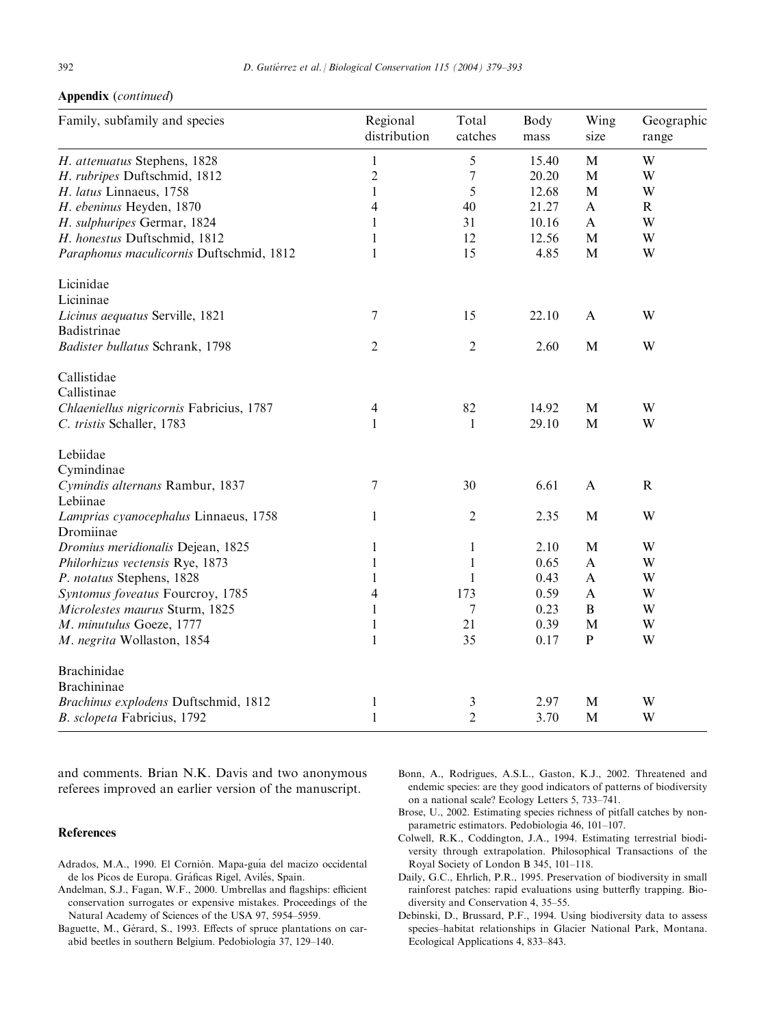**Appendix** (*continued*)

| Family, subfamily and species | Regional distribution | Total catches | Body mass | Wing size | Geographic range |
|---|---|---|---|---|---|
| *H. attenuatus* Stephens, 1828 | 1 | 5 | 15.40 | M | W |
| *H. rubripes* Duftschmid, 1812 | 2 | 7 | 20.20 | M | W |
| *H. latus* Linnaeus, 1758 | 1 | 5 | 12.68 | M | W |
| *H. ebeninus* Heyden, 1870 | 4 | 40 | 21.27 | A | R |
| *H. sulphuripes* Germar, 1824 | 1 | 31 | 10.16 | A | W |
| *H. honestus* Duftschmid, 1812 | 1 | 12 | 12.56 | M | W |
| *Paraphonus maculicornis* Duftschmid, 1812 | 1 | 15 | 4.85 | M | W |
| Licinidae | | | | | |
| Lamprias | | | | | |
| Lamprias | | | | | |

**Appendix** (*continued*)

| Family, subfamily and species | Regional distribution | Total catches | Body mass | Wing size | Geographic range |
|---|---|---|---|---|---|
| *H. attenuatus* Stephens, 1828 | 1 | 5 | 15.40 | M | W |
| *H. rubripes* Duftschmid, 1812 | 2 | 7 | 20.20 | M | W |
| *H. latus* Linnaeus, 1758 | 1 | 5 | 12.68 | M | W |
| *H. ebeninus* Heyden, 1870 | 4 | 40 | 21.27 | A | R |
| *H. sulphuripes* Germar, 1824 | 1 | 31 | 10.16 | A | W |
| *H. honestus* Duftschmid, 1812 | 1 | 12 | 12.56 | M | W |
| *Paraphonus maculicornis* Duftschmid, 1812 | 1 | 15 | 4.85 | M | W |
| Licinidae | | | | | |
| Lininae | | | | | |
| *Licinus aequatus* Serville, 1821 | 7 | 15 | 22.10 | A | W |
| Badistrinae | | | | | |
| *Badister bullatus* Schrank, 1798 | 2 | 2 | 2.60 | M | W |
| Callistidae | | | | | |
| Callistinae | | | | | |
| *Chlaeniellus nigricornis* Fabricius, 1787 | 4 | 82 | 14.92 | M | W |
| *C. tristis* Schaller, 1783 | 1 | 1 | 29.10 | M | W |
| Lebiidae | | | | | |
| Cymindinae | | | | | |
| *Cymindis alternans* Rambur, 1837 | 7 | 30 | 6.61 | A | R |
| Lebiinae | | | | | |
| *Lamprias cyanocephalus* Linnaeus, 1758 | 1 | 2 | 2.35 | M | W |
| Dromiinae | | | | | |
| *Dromius meridionalis* Dejean, 1825 | 1 | 1 | 2.10 | M | W |
| *Philorhizus vectensis* Rye, 1873 | 1 | 1 | 0.65 | A | W |
| *P. notatus* Stephens, 1828 | 1 | 1 | 0.43 | A | W |
| *Syntomus foveatus* Fourcroy, 1785 | 4 | 173 | 0.59 | A | W |
| *Microlestes maurus* Sturm, 1825 | 1 | 7 | 0.23 | B | W |
| *M. minutulus* Goeze, 1777 | 1 | 21 | 0.39 | M | W |
| *M. negrita* Wollaston, 1854 | 1 | 35 | 0.17 | P | W |
| Brachinidae | | | | | |
| Brachininae | | | | | |
| *Brachinus explodens* Duftschmid, 1812 | 1 | 3 | 2.97 | M | W |
| *B. sclopeta* Fabricius, 1792 | 1 | 2 | 3.70 | M | W |

and comments. Brian N.K. Davis and two anonymous referees improved an earlier version of the manuscript.

## References

Adrados, M.A., 1990. El Cornión. Mapa-guía del macizo occidental de los Picos de Europa. Gráficas Rigel, Avilés, Spain.

Andelman, S.J., Fagan, W.F., 2000. Umbrellas and flagships: efficient conservation surrogates or expensive mistakes. Proceedings of the Natural Academy of Sciences of the USA 97, 5954–5959.

Baguette, M., Gérard, S., 1993. Effects of spruce plantations on carabid beetles in southern Belgium. Pedobiologia 37, 129–140.

Bonn, A., Rodrigues, A.S.L., Gaston, K.J., 2002. Threatened and endemic species: are they good indicators of patterns of biodiversity on a national scale? Ecology Letters 5, 733–741.

Brose, U., 2002. Estimating species richness of pitfall catches by non-parametric estimators. Pedobiologia 46, 101–107.

Colwell, R.K., Coddington, J.A., 1994. Estimating terrestrial biodiversity through extrapolation. Philosophical Transactions of the Royal Society of London B 345, 101–118.

Daily, G.C., Ehrlich, P.R., 1995. Preservation of biodiversity in small rainforest patches: rapid evaluations using butterfly trapping. Biodiversity and Conservation 4, 35–55.

Debinski, D., Brussard, P.F., 1994. Using biodiversity data to assess species–habitat relationships in Glacier National Park, Montana. Ecological Applications 4, 833–843.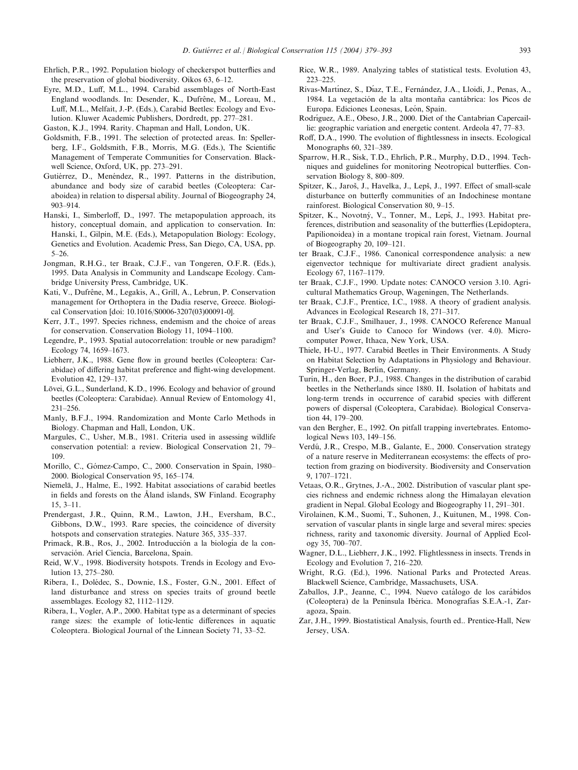Ehrlich, P.R., 1992. Population biology of checkerspot butterflies and the preservation of global biodiversity. Oikos 63, 6–12.

Eyre, M.D., Luff, M.L., 1994. Carabid assemblages of North-East England woodlands. In: Desender, K., Dufrêne, M., Loreau, M., Luff, M.L., Melfait, J.-P. (Eds.), Carabid Beetles: Ecology and Evolution. Kluwer Academic Publishers, Dordredt, pp. 277–281.

Gaston, K.J., 1994. Rarity. Chapman and Hall, London, UK.

Goldsmith, F.B., 1991. The selection of protected areas. In: Spellerberg, I.F., Goldsmith, F.B., Morris, M.G. (Eds.), The Scientific Management of Temperate Communities for Conservation. Blackwell Science, Oxford, UK, pp. 273–291.

Gutiérrez, D., Menéndez, R., 1997. Patterns in the distribution, abundance and body size of carabid beetles (Coleoptera: Caraboidea) in relation to dispersal ability. Journal of Biogeography 24, 903–914.

Hanski, I., Simberloff, D., 1997. The metapopulation approach, its history, conceptual domain, and application to conservation. In: Hanski, I., Gilpin, M.E. (Eds.), Metapopulation Biology: Ecology, Genetics and Evolution. Academic Press, San Diego, CA, USA, pp. 5–26.

Jongman, R.H.G., ter Braak, C.J.F., van Tongeren, O.F.R. (Eds.), 1995. Data Analysis in Community and Landscape Ecology. Cambridge University Press, Cambridge, UK.

Kati, V., Dufrêne, M., Legakis, A., Grill, A., Lebrun, P. Conservation management for Orthoptera in the Dadia reserve, Greece. Biological Conservation [doi: 10.1016/S0006-3207(03)00091-0].

Kerr, J.T., 1997. Species richness, endemism and the choice of areas for conservation. Conservation Biology 11, 1094–1100.

Legendre, P., 1993. Spatial autocorrelation: trouble or new paradigm? Ecology 74, 1659–1673.

Liebherr, J.K., 1988. Gene flow in ground beetles (Coleoptera: Carabidae) of differing habitat preference and flight-wing development. Evolution 42, 129–137.

Lövei, G.L., Sunderland, K.D., 1996. Ecology and behavior of ground beetles (Coleoptera: Carabidae). Annual Review of Entomology 41, 231–256.

Manly, B.F.J., 1994. Randomization and Monte Carlo Methods in Biology. Chapman and Hall, London, UK.

Margules, C., Usher, M.B., 1981. Criteria used in assessing wildlife conservation potential: a review. Biological Conservation 21, 79–109.

Morillo, C., Gómez-Campo, C., 2000. Conservation in Spain, 1980–2000. Biological Conservation 95, 165–174.

Niemelä, J., Halme, E., 1992. Habitat associations of carabid beetles in fields and forests on the Åland islands, SW Finland. Ecography 15, 3–11.

Prendergast, J.R., Quinn, R.M., Lawton, J.H., Eversham, B.C., Gibbons, D.W., 1993. Rare species, the coincidence of diversity hotspots and conservation strategies. Nature 365, 335–337.

Primack, R.B., Ros, J., 2002. Introducción a la biología de la conservación. Ariel Ciencia, Barcelona, Spain.

Reid, W.V., 1998. Biodiversity hotspots. Trends in Ecology and Evolution 13, 275–280.

Ribera, I., Dolédec, S., Downie, I.S., Foster, G.N., 2001. Effect of land disturbance and stress on species traits of ground beetle assemblages. Ecology 82, 1112–1129.

Ribera, I., Vogler, A.P., 2000. Habitat type as a determinant of species range sizes: the example of lotic-lentic differences in aquatic Coleoptera. Biological Journal of the Linnean Society 71, 33–52.

Rice, W.R., 1989. Analyzing tables of statistical tests. Evolution 43, 223–225.

Rivas-Martínez, S., Díaz, T.E., Fernández, J.A., Lloidi, J., Penas, A., 1984. La vegetación de la alta montaña cantábrica: los Picos de Europa. Ediciones Leonesas, León, Spain.

Rodríguez, A.E., Obeso, J.R., 2000. Diet of the Cantabrian Capercaillie: geographic variation and energetic content. Ardeola 47, 77–83.

Roff, D.A., 1990. The evolution of flightlessness in insects. Ecological Monographs 60, 321–389.

Sparrow, H.R., Sisk, T.D., Ehrlich, P.R., Murphy, D.D., 1994. Techniques and guidelines for monitoring Neotropical butterflies. Conservation Biology 8, 800–809.

Spitzer, K., Jaroš, J., Havelka, J., Lepš, J., 1997. Effect of small-scale disturbance on butterfly communities of an Indochinese montane rainforest. Biological Conservation 80, 9–15.

Spitzer, K., Novotný, V., Tonner, M., Lepš, J., 1993. Habitat preferences, distribution and seasonality of the butterflies (Lepidoptera, Papilionoidea) in a montane tropical rain forest, Vietnam. Journal of Biogeography 20, 109–121.

ter Braak, C.J.F., 1986. Canonical correspondence analysis: a new eigenvector technique for multivariate direct gradient analysis. Ecology 67, 1167–1179.

ter Braak, C.J.F., 1990. Update notes: CANOCO version 3.10. Agricultural Mathematics Group, Wageningen, The Netherlands.

ter Braak, C.J.F., Prentice, I.C., 1988. A theory of gradient analysis. Advances in Ecological Research 18, 271–317.

ter Braak, C.J.F., Smilhauer, J., 1998. CANOCO Reference Manual and User's Guide to Canoco for Windows (ver. 4.0). Microcomputer Power, Ithaca, New York, USA.

Thiele, H-U., 1977. Carabid Beetles in Their Environments. A Study on Habitat Selection by Adaptations in Physiology and Behaviour. Springer-Verlag, Berlin, Germany.

Turin, H., den Boer, P.J., 1988. Changes in the distribution of carabid beetles in the Netherlands since 1880. II. Isolation of habitats and long-term trends in occurrence of carabid species with different powers of dispersal (Coleoptera, Carabidae). Biological Conservation 44, 179–200.

van den Bergher, E., 1992. On pitfall trapping invertebrates. Entomological News 103, 149–156.

Verdú, J.R., Crespo, M.B., Galante, E., 2000. Conservation strategy of a nature reserve in Mediterranean ecosystems: the effects of protection from grazing on biodiversity. Biodiversity and Conservation 9, 1707–1721.

Vetaas, O.R., Grytnes, J.-A., 2002. Distribution of vascular plant species richness and endemic richness along the Himalayan elevation gradient in Nepal. Global Ecology and Biogeography 11, 291–301.

Virolainen, K.M., Suomi, T., Suhonen, J., Kuitunen, M., 1998. Conservation of vascular plants in single large and several mires: species richness, rarity and taxonomic diversity. Journal of Applied Ecology 35, 700–707.

Wagner, D.L., Liebherr, J.K., 1992. Flightlessness in insects. Trends in Ecology and Evolution 7, 216–220.

Wright, R.G. (Ed.), 1996. National Parks and Protected Areas. Blackwell Science, Cambridge, Massachusets, USA.

Zaballos, J.P., Jeanne, C., 1994. Nuevo catálogo de los carábidos (Coleoptera) de la Península Ibérica. Monografías S.E.A.-1, Zaragoza, Spain.

Zar, J.H., 1999. Biostatistical Analysis, fourth ed.. Prentice-Hall, New Jersey, USA.